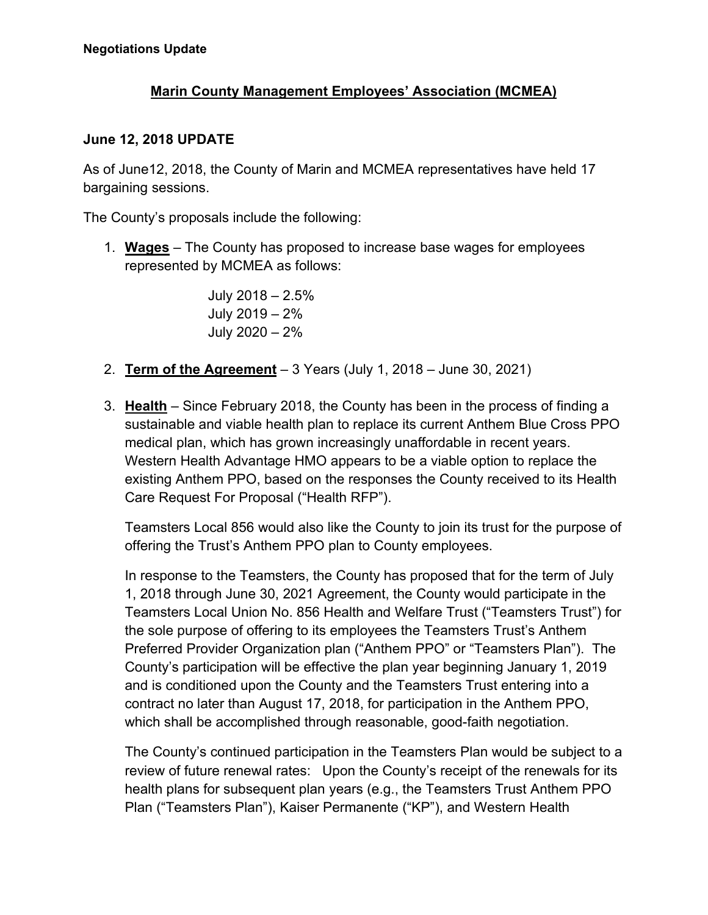**Negotiations Update**

## Marin County Management Employees' Association (MCMEA)

### June 12, 2018 UPDATE

As of June12, 2018, the County of Marin and MCMEA representatives have held 17 bargaining sessions.

The County's proposals include the following:

1. **Wages** – The County has proposed to increase base wages for employees represented by MCMEA as follows:

   July 2018 – 2.5%
   July 2019 – 2%
   July 2020 – 2%

2. **Term of the Agreement** – 3 Years (July 1, 2018 – June 30, 2021)

3. **Health** – Since February 2018, the County has been in the process of finding a sustainable and viable health plan to replace its current Anthem Blue Cross PPO medical plan, which has grown increasingly unaffordable in recent years. Western Health Advantage HMO appears to be a viable option to replace the existing Anthem PPO, based on the responses the County received to its Health Care Request For Proposal ("Health RFP").

   Teamsters Local 856 would also like the County to join its trust for the purpose of offering the Trust's Anthem PPO plan to County employees.

   In response to the Teamsters, the County has proposed that for the term of July 1, 2018 through June 30, 2021 Agreement, the County would participate in the Teamsters Local Union No. 856 Health and Welfare Trust ("Teamsters Trust") for the sole purpose of offering to its employees the Teamsters Trust's Anthem Preferred Provider Organization plan ("Anthem PPO" or "Teamsters Plan"). The County's participation will be effective the plan year beginning January 1, 2019 and is conditioned upon the County and the Teamsters Trust entering into a contract no later than August 17, 2018, for participation in the Anthem PPO, which shall be accomplished through reasonable, good-faith negotiation.

   The County's continued participation in the Teamsters Plan would be subject to a review of future renewal rates: Upon the County's receipt of the renewals for its health plans for subsequent plan years (e.g., the Teamsters Trust Anthem PPO Plan ("Teamsters Plan"), Kaiser Permanente ("KP"), and Western Health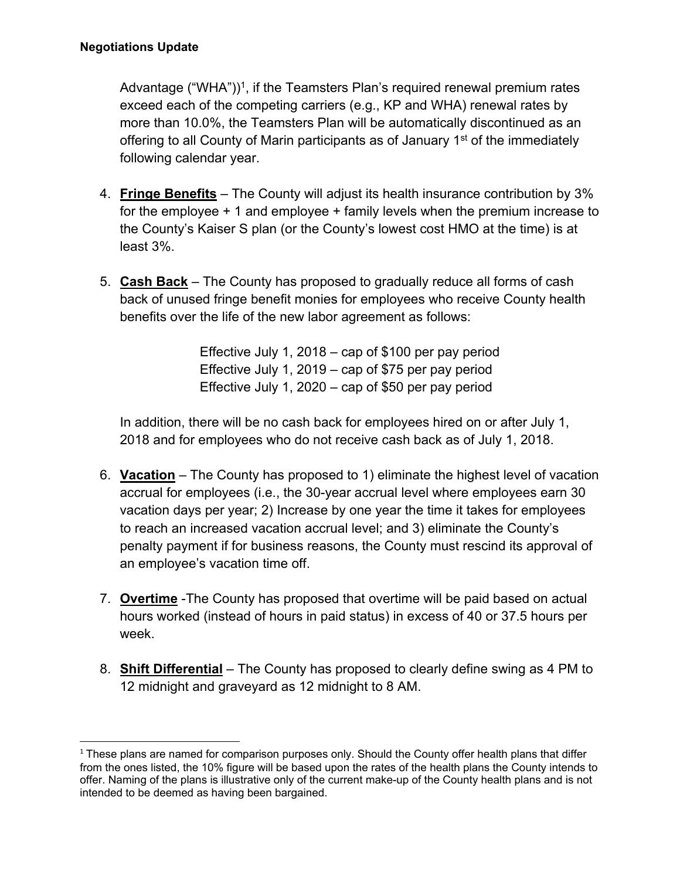Advantage ("WHA"))[1], if the Teamsters Plan's required renewal premium rates exceed each of the competing carriers (e.g., KP and WHA) renewal rates by more than 10.0%, the Teamsters Plan will be automatically discontinued as an offering to all County of Marin participants as of January 1st of the immediately following calendar year.

4. **Fringe Benefits** – The County will adjust its health insurance contribution by 3% for the employee + 1 and employee + family levels when the premium increase to the County's Kaiser S plan (or the County's lowest cost HMO at the time) is at least 3%.

5. **Cash Back** – The County has proposed to gradually reduce all forms of cash back of unused fringe benefit monies for employees who receive County health benefits over the life of the new labor agreement as follows:

   Effective July 1, 2018 – cap of $100 per pay period
   Effective July 1, 2019 – cap of $75 per pay period
   Effective July 1, 2020 – cap of $50 per pay period

   In addition, there will be no cash back for employees hired on or after July 1, 2018 and for employees who do not receive cash back as of July 1, 2018.

6. **Vacation** – The County has proposed to 1) eliminate the highest level of vacation accrual for employees (i.e., the 30-year accrual level where employees earn 30 vacation days per year; 2) Increase by one year the time it takes for employees to reach an increased vacation accrual level; and 3) eliminate the County's penalty payment if for business reasons, the County must rescind its approval of an employee's vacation time off.

7. **Overtime** -The County has proposed that overtime will be paid based on actual hours worked (instead of hours in paid status) in excess of 40 or 37.5 hours per week.

8. **Shift Differential** – The County has proposed to clearly define swing as 4 PM to 12 midnight and graveyard as 12 midnight to 8 AM.

---

[1] These plans are named for comparison purposes only. Should the County offer health plans that differ from the ones listed, the 10% figure will be based upon the rates of the health plans the County intends to offer. Naming of the plans is illustrative only of the current make-up of the County health plans and is not intended to be deemed as having been bargained.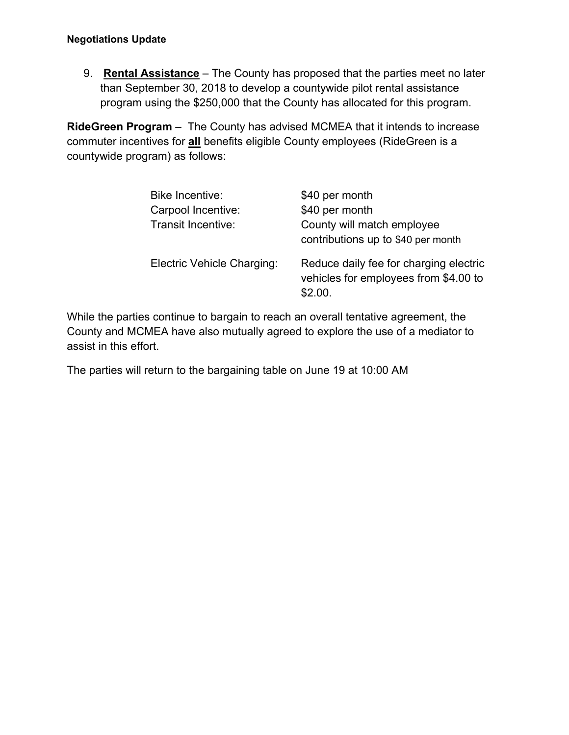9. **Rental Assistance** – The County has proposed that the parties meet no later than September 30, 2018 to develop a countywide pilot rental assistance program using the $250,000 that the County has allocated for this program.

**RideGreen Program** – The County has advised MCMEA that it intends to increase commuter incentives for **all** benefits eligible County employees (RideGreen is a countywide program) as follows:

| | |
|---|---|
| Bike Incentive: | $40 per month |
| Carpool Incentive: | $40 per month |
| Transit Incentive: | County will match employee contributions up to $40 per month |
| Electric Vehicle Charging: | Reduce daily fee for charging electric vehicles for employees from $4.00 to $2.00. |

While the parties continue to bargain to reach an overall tentative agreement, the County and MCMEA have also mutually agreed to explore the use of a mediator to assist in this effort.

The parties will return to the bargaining table on June 19 at 10:00 AM